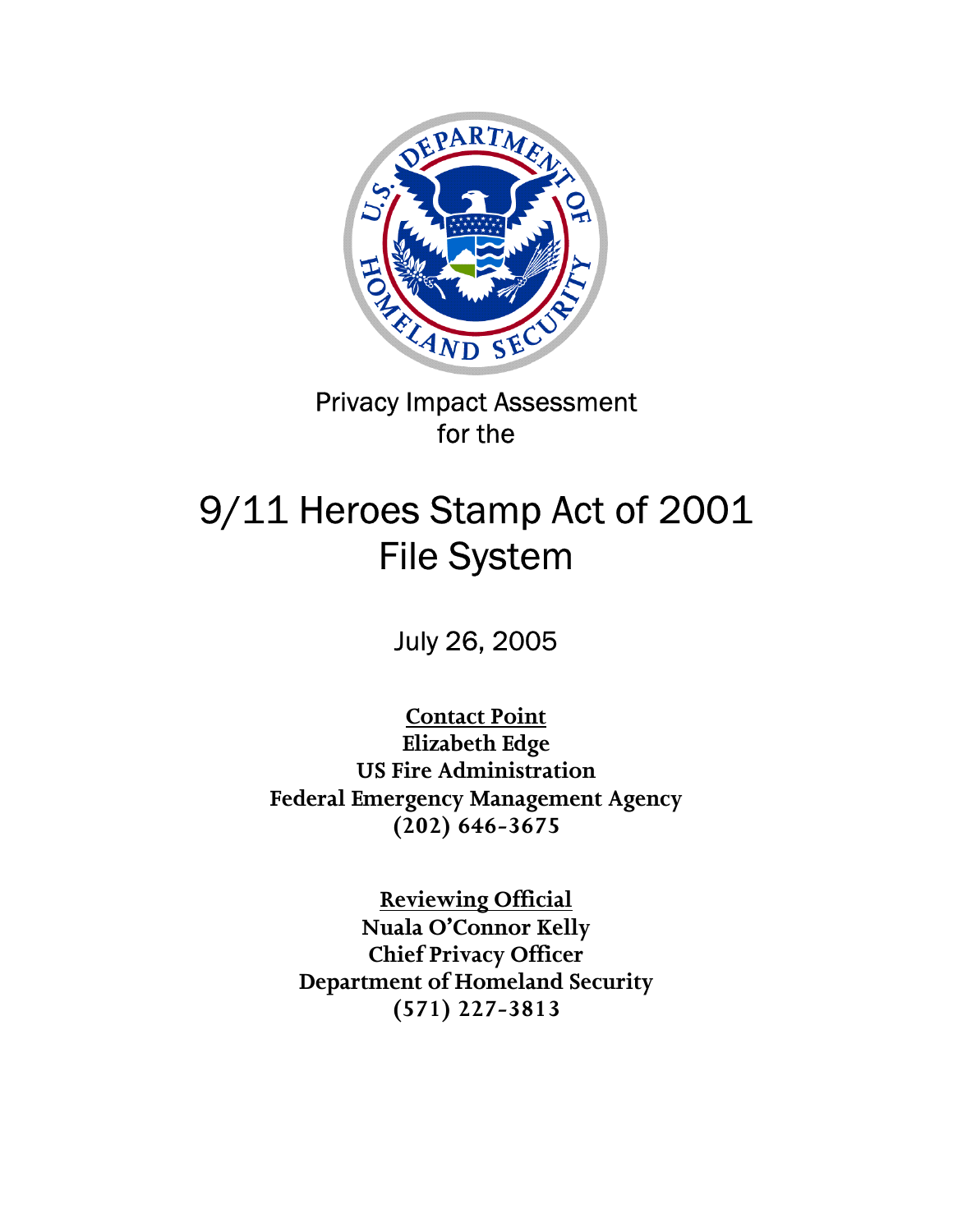Privacy Impact Assessment
for the

# 9/11 Heroes Stamp Act of 2001 File System

July 26, 2005

**Contact Point**
**Elizabeth Edge**
**US Fire Administration**
**Federal Emergency Management Agency**
**(202) 646-3675**

**Reviewing Official**
**Nuala O'Connor Kelly**
**Chief Privacy Officer**
**Department of Homeland Security**
**(571) 227-3813**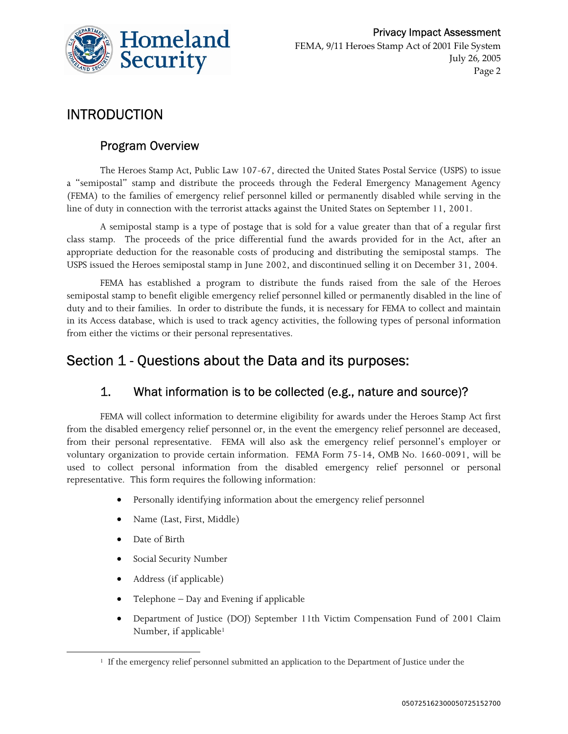# INTRODUCTION

## Program Overview

The Heroes Stamp Act, Public Law 107-67, directed the United States Postal Service (USPS) to issue a "semipostal" stamp and distribute the proceeds through the Federal Emergency Management Agency (FEMA) to the families of emergency relief personnel killed or permanently disabled while serving in the line of duty in connection with the terrorist attacks against the United States on September 11, 2001.

A semipostal stamp is a type of postage that is sold for a value greater than that of a regular first class stamp. The proceeds of the price differential fund the awards provided for in the Act, after an appropriate deduction for the reasonable costs of producing and distributing the semipostal stamps. The USPS issued the Heroes semipostal stamp in June 2002, and discontinued selling it on December 31, 2004.

FEMA has established a program to distribute the funds raised from the sale of the Heroes semipostal stamp to benefit eligible emergency relief personnel killed or permanently disabled in the line of duty and to their families. In order to distribute the funds, it is necessary for FEMA to collect and maintain in its Access database, which is used to track agency activities, the following types of personal information from either the victims or their personal representatives.

# Section 1 - Questions about the Data and its purposes:

## 1. What information is to be collected (e.g., nature and source)?

FEMA will collect information to determine eligibility for awards under the Heroes Stamp Act first from the disabled emergency relief personnel or, in the event the emergency relief personnel are deceased, from their personal representative. FEMA will also ask the emergency relief personnel's employer or voluntary organization to provide certain information. FEMA Form 75-14, OMB No. 1660-0091, will be used to collect personal information from the disabled emergency relief personnel or personal representative. This form requires the following information:

- Personally identifying information about the emergency relief personnel
- Name (Last, First, Middle)
- Date of Birth
- Social Security Number
- Address (if applicable)
- Telephone – Day and Evening if applicable
- Department of Justice (DOJ) September 11th Victim Compensation Fund of 2001 Claim Number, if applicable[1]

[1] If the emergency relief personnel submitted an application to the Department of Justice under the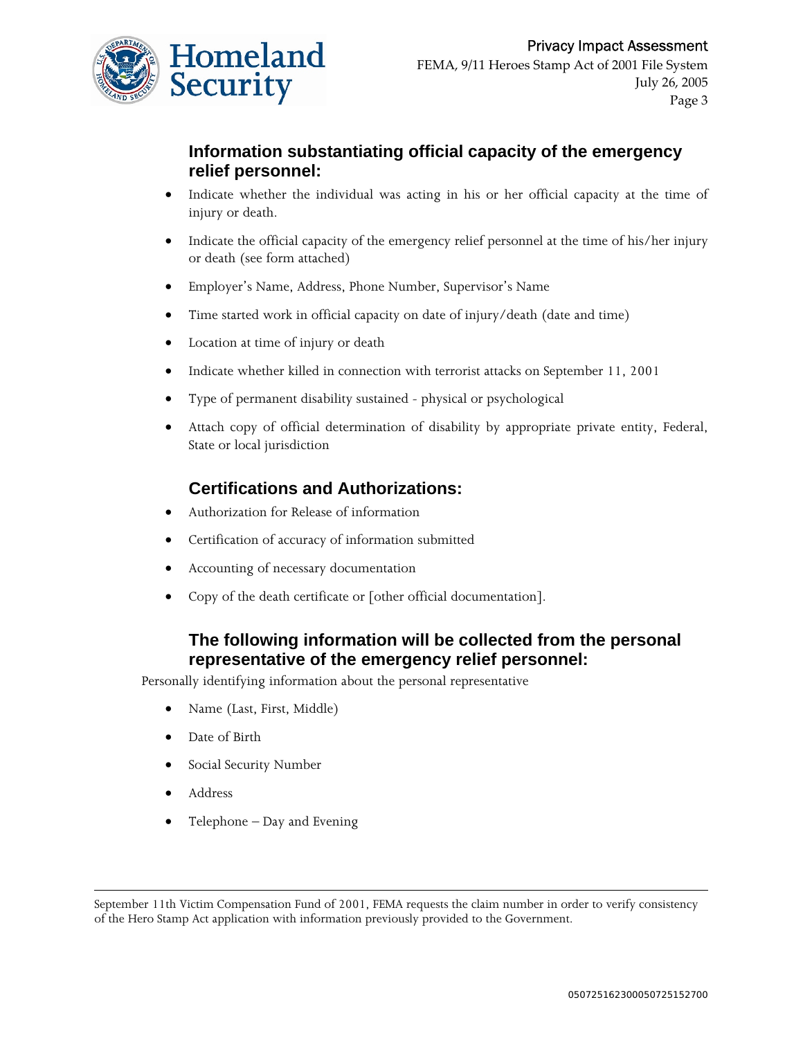## Information substantiating official capacity of the emergency relief personnel:

- Indicate whether the individual was acting in his or her official capacity at the time of injury or death.
- Indicate the official capacity of the emergency relief personnel at the time of his/her injury or death (see form attached)
- Employer's Name, Address, Phone Number, Supervisor's Name
- Time started work in official capacity on date of injury/death (date and time)
- Location at time of injury or death
- Indicate whether killed in connection with terrorist attacks on September 11, 2001
- Type of permanent disability sustained - physical or psychological
- Attach copy of official determination of disability by appropriate private entity, Federal, State or local jurisdiction

## Certifications and Authorizations:

- Authorization for Release of information
- Certification of accuracy of information submitted
- Accounting of necessary documentation
- Copy of the death certificate or [other official documentation].

## The following information will be collected from the personal representative of the emergency relief personnel:

Personally identifying information about the personal representative

- Name (Last, First, Middle)
- Date of Birth
- Social Security Number
- Address
- Telephone – Day and Evening

---

September 11th Victim Compensation Fund of 2001, FEMA requests the claim number in order to verify consistency of the Hero Stamp Act application with information previously provided to the Government.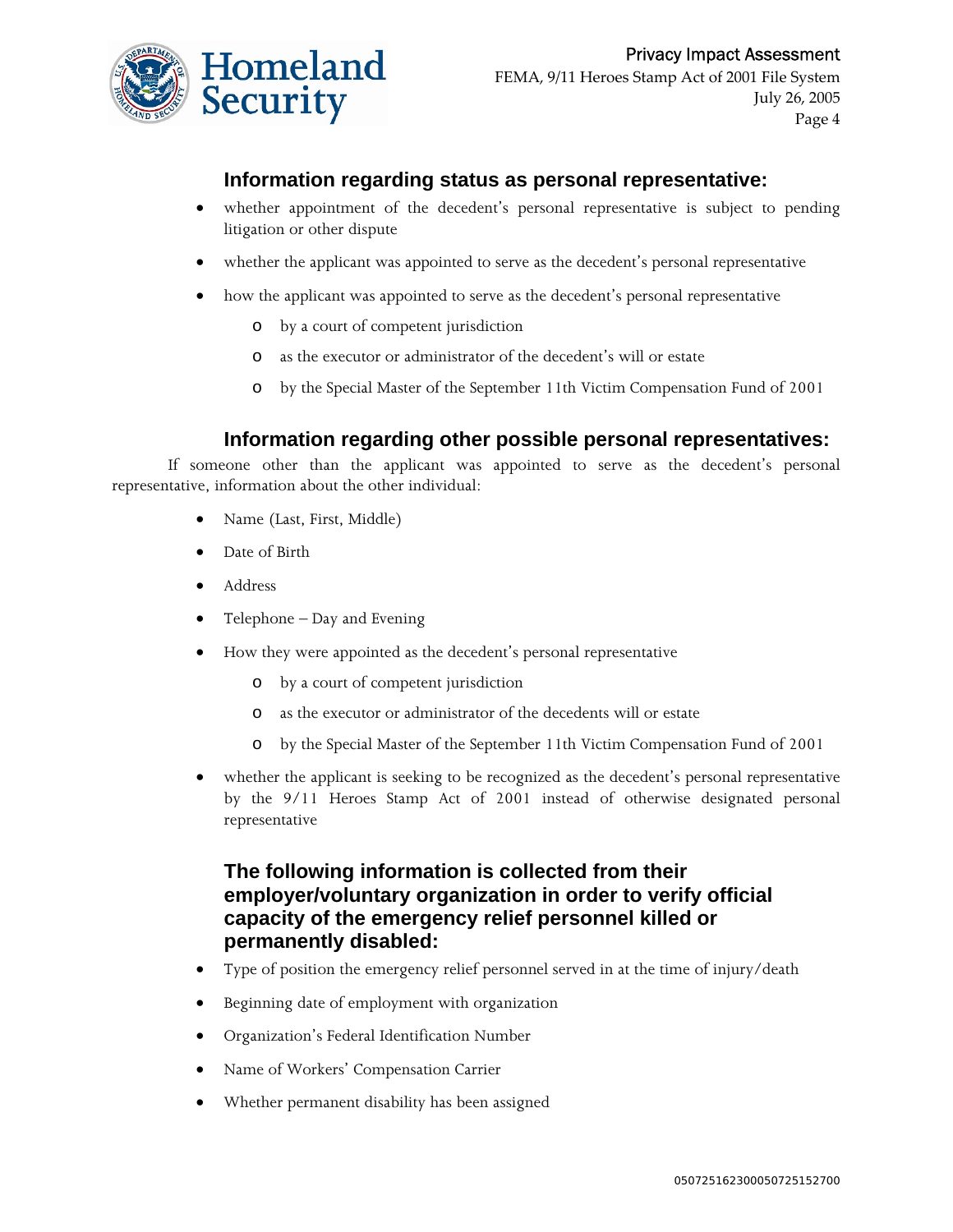### Information regarding status as personal representative:

- whether appointment of the decedent's personal representative is subject to pending litigation or other dispute
- whether the applicant was appointed to serve as the decedent's personal representative
- how the applicant was appointed to serve as the decedent's personal representative
  - by a court of competent jurisdiction
  - as the executor or administrator of the decedent's will or estate
  - by the Special Master of the September 11th Victim Compensation Fund of 2001

### Information regarding other possible personal representatives:

If someone other than the applicant was appointed to serve as the decedent's personal representative, information about the other individual:

- Name (Last, First, Middle)
- Date of Birth
- Address
- Telephone – Day and Evening
- How they were appointed as the decedent's personal representative
  - by a court of competent jurisdiction
  - as the executor or administrator of the decedents will or estate
  - by the Special Master of the September 11th Victim Compensation Fund of 2001
- whether the applicant is seeking to be recognized as the decedent's personal representative by the 9/11 Heroes Stamp Act of 2001 instead of otherwise designated personal representative

### The following information is collected from their employer/voluntary organization in order to verify official capacity of the emergency relief personnel killed or permanently disabled:

- Type of position the emergency relief personnel served in at the time of injury/death
- Beginning date of employment with organization
- Organization's Federal Identification Number
- Name of Workers' Compensation Carrier
- Whether permanent disability has been assigned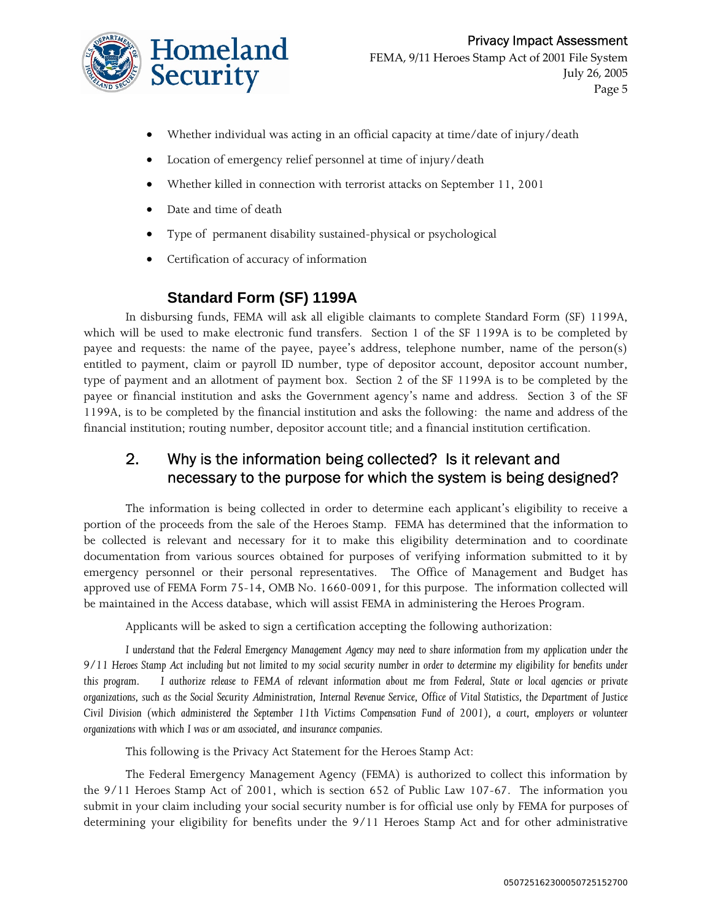- Whether individual was acting in an official capacity at time/date of injury/death
- Location of emergency relief personnel at time of injury/death
- Whether killed in connection with terrorist attacks on September 11, 2001
- Date and time of death
- Type of permanent disability sustained-physical or psychological
- Certification of accuracy of information

### Standard Form (SF) 1199A

In disbursing funds, FEMA will ask all eligible claimants to complete Standard Form (SF) 1199A, which will be used to make electronic fund transfers. Section 1 of the SF 1199A is to be completed by payee and requests: the name of the payee, payee's address, telephone number, name of the person(s) entitled to payment, claim or payroll ID number, type of depositor account, depositor account number, type of payment and an allotment of payment box. Section 2 of the SF 1199A is to be completed by the payee or financial institution and asks the Government agency's name and address. Section 3 of the SF 1199A, is to be completed by the financial institution and asks the following: the name and address of the financial institution; routing number, depositor account title; and a financial institution certification.

## 2. Why is the information being collected? Is it relevant and necessary to the purpose for which the system is being designed?

The information is being collected in order to determine each applicant's eligibility to receive a portion of the proceeds from the sale of the Heroes Stamp. FEMA has determined that the information to be collected is relevant and necessary for it to make this eligibility determination and to coordinate documentation from various sources obtained for purposes of verifying information submitted to it by emergency personnel or their personal representatives. The Office of Management and Budget has approved use of FEMA Form 75-14, OMB No. 1660-0091, for this purpose. The information collected will be maintained in the Access database, which will assist FEMA in administering the Heroes Program.

Applicants will be asked to sign a certification accepting the following authorization:

*I understand that the Federal Emergency Management Agency may need to share information from my application under the 9/11 Heroes Stamp Act including but not limited to my social security number in order to determine my eligibility for benefits under this program. I authorize release to FEMA of relevant information about me from Federal, State or local agencies or private organizations, such as the Social Security Administration, Internal Revenue Service, Office of Vital Statistics, the Department of Justice Civil Division (which administered the September 11th Victims Compensation Fund of 2001), a court, employers or volunteer organizations with which I was or am associated, and insurance companies.*

This following is the Privacy Act Statement for the Heroes Stamp Act:

The Federal Emergency Management Agency (FEMA) is authorized to collect this information by the 9/11 Heroes Stamp Act of 2001, which is section 652 of Public Law 107-67. The information you submit in your claim including your social security number is for official use only by FEMA for purposes of determining your eligibility for benefits under the 9/11 Heroes Stamp Act and for other administrative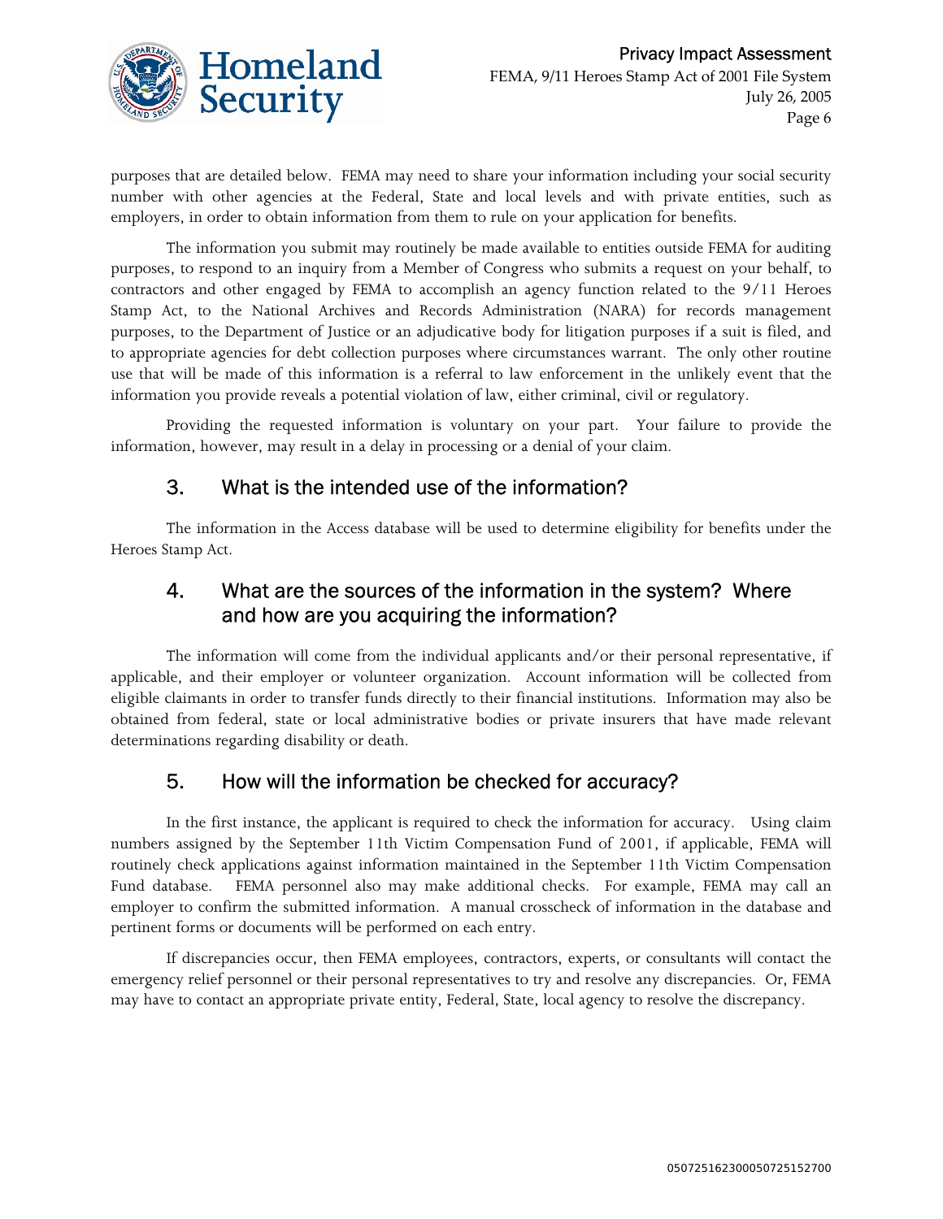purposes that are detailed below. FEMA may need to share your information including your social security number with other agencies at the Federal, State and local levels and with private entities, such as employers, in order to obtain information from them to rule on your application for benefits.

The information you submit may routinely be made available to entities outside FEMA for auditing purposes, to respond to an inquiry from a Member of Congress who submits a request on your behalf, to contractors and other engaged by FEMA to accomplish an agency function related to the 9/11 Heroes Stamp Act, to the National Archives and Records Administration (NARA) for records management purposes, to the Department of Justice or an adjudicative body for litigation purposes if a suit is filed, and to appropriate agencies for debt collection purposes where circumstances warrant. The only other routine use that will be made of this information is a referral to law enforcement in the unlikely event that the information you provide reveals a potential violation of law, either criminal, civil or regulatory.

Providing the requested information is voluntary on your part. Your failure to provide the information, however, may result in a delay in processing or a denial of your claim.

## 3. What is the intended use of the information?

The information in the Access database will be used to determine eligibility for benefits under the Heroes Stamp Act.

## 4. What are the sources of the information in the system? Where and how are you acquiring the information?

The information will come from the individual applicants and/or their personal representative, if applicable, and their employer or volunteer organization. Account information will be collected from eligible claimants in order to transfer funds directly to their financial institutions. Information may also be obtained from federal, state or local administrative bodies or private insurers that have made relevant determinations regarding disability or death.

## 5. How will the information be checked for accuracy?

In the first instance, the applicant is required to check the information for accuracy. Using claim numbers assigned by the September 11th Victim Compensation Fund of 2001, if applicable, FEMA will routinely check applications against information maintained in the September 11th Victim Compensation Fund database. FEMA personnel also may make additional checks. For example, FEMA may call an employer to confirm the submitted information. A manual crosscheck of information in the database and pertinent forms or documents will be performed on each entry.

If discrepancies occur, then FEMA employees, contractors, experts, or consultants will contact the emergency relief personnel or their personal representatives to try and resolve any discrepancies. Or, FEMA may have to contact an appropriate private entity, Federal, State, local agency to resolve the discrepancy.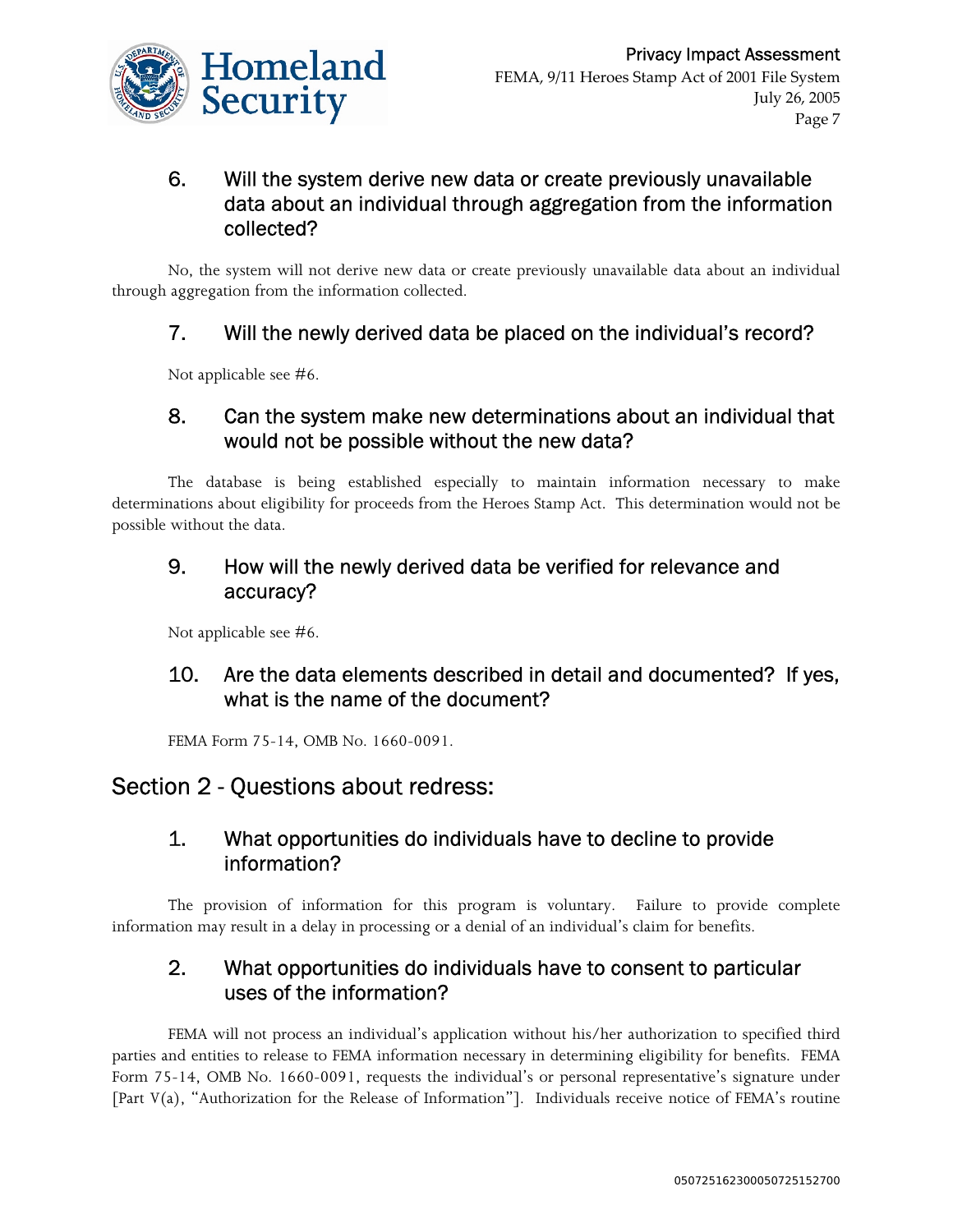### 6. Will the system derive new data or create previously unavailable data about an individual through aggregation from the information collected?

No, the system will not derive new data or create previously unavailable data about an individual through aggregation from the information collected.

### 7. Will the newly derived data be placed on the individual's record?

Not applicable see #6.

### 8. Can the system make new determinations about an individual that would not be possible without the new data?

The database is being established especially to maintain information necessary to make determinations about eligibility for proceeds from the Heroes Stamp Act. This determination would not be possible without the data.

### 9. How will the newly derived data be verified for relevance and accuracy?

Not applicable see #6.

### 10. Are the data elements described in detail and documented? If yes, what is the name of the document?

FEMA Form 75-14, OMB No. 1660-0091.

## Section 2 - Questions about redress:

### 1. What opportunities do individuals have to decline to provide information?

The provision of information for this program is voluntary. Failure to provide complete information may result in a delay in processing or a denial of an individual's claim for benefits.

### 2. What opportunities do individuals have to consent to particular uses of the information?

FEMA will not process an individual's application without his/her authorization to specified third parties and entities to release to FEMA information necessary in determining eligibility for benefits. FEMA Form 75-14, OMB No. 1660-0091, requests the individual's or personal representative's signature under [Part V(a), "Authorization for the Release of Information"]. Individuals receive notice of FEMA's routine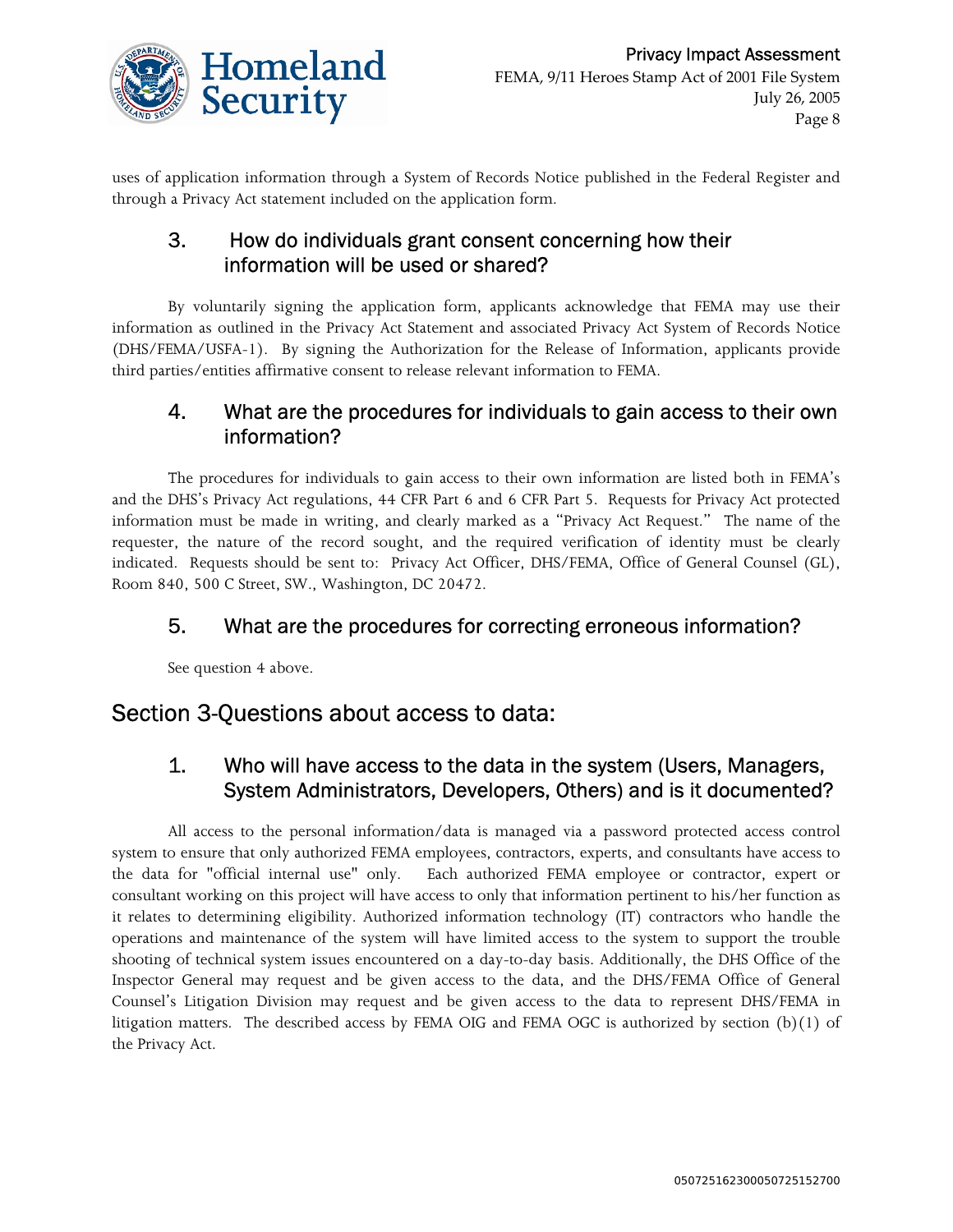uses of application information through a System of Records Notice published in the Federal Register and through a Privacy Act statement included on the application form.

### 3. How do individuals grant consent concerning how their information will be used or shared?

By voluntarily signing the application form, applicants acknowledge that FEMA may use their information as outlined in the Privacy Act Statement and associated Privacy Act System of Records Notice (DHS/FEMA/USFA-1). By signing the Authorization for the Release of Information, applicants provide third parties/entities affirmative consent to release relevant information to FEMA.

### 4. What are the procedures for individuals to gain access to their own information?

The procedures for individuals to gain access to their own information are listed both in FEMA's and the DHS's Privacy Act regulations, 44 CFR Part 6 and 6 CFR Part 5. Requests for Privacy Act protected information must be made in writing, and clearly marked as a "Privacy Act Request." The name of the requester, the nature of the record sought, and the required verification of identity must be clearly indicated. Requests should be sent to: Privacy Act Officer, DHS/FEMA, Office of General Counsel (GL), Room 840, 500 C Street, SW., Washington, DC 20472.

### 5. What are the procedures for correcting erroneous information?

See question 4 above.

## Section 3-Questions about access to data:

### 1. Who will have access to the data in the system (Users, Managers, System Administrators, Developers, Others) and is it documented?

All access to the personal information/data is managed via a password protected access control system to ensure that only authorized FEMA employees, contractors, experts, and consultants have access to the data for "official internal use" only. Each authorized FEMA employee or contractor, expert or consultant working on this project will have access to only that information pertinent to his/her function as it relates to determining eligibility. Authorized information technology (IT) contractors who handle the operations and maintenance of the system will have limited access to the system to support the trouble shooting of technical system issues encountered on a day-to-day basis. Additionally, the DHS Office of the Inspector General may request and be given access to the data, and the DHS/FEMA Office of General Counsel's Litigation Division may request and be given access to the data to represent DHS/FEMA in litigation matters. The described access by FEMA OIG and FEMA OGC is authorized by section (b)(1) of the Privacy Act.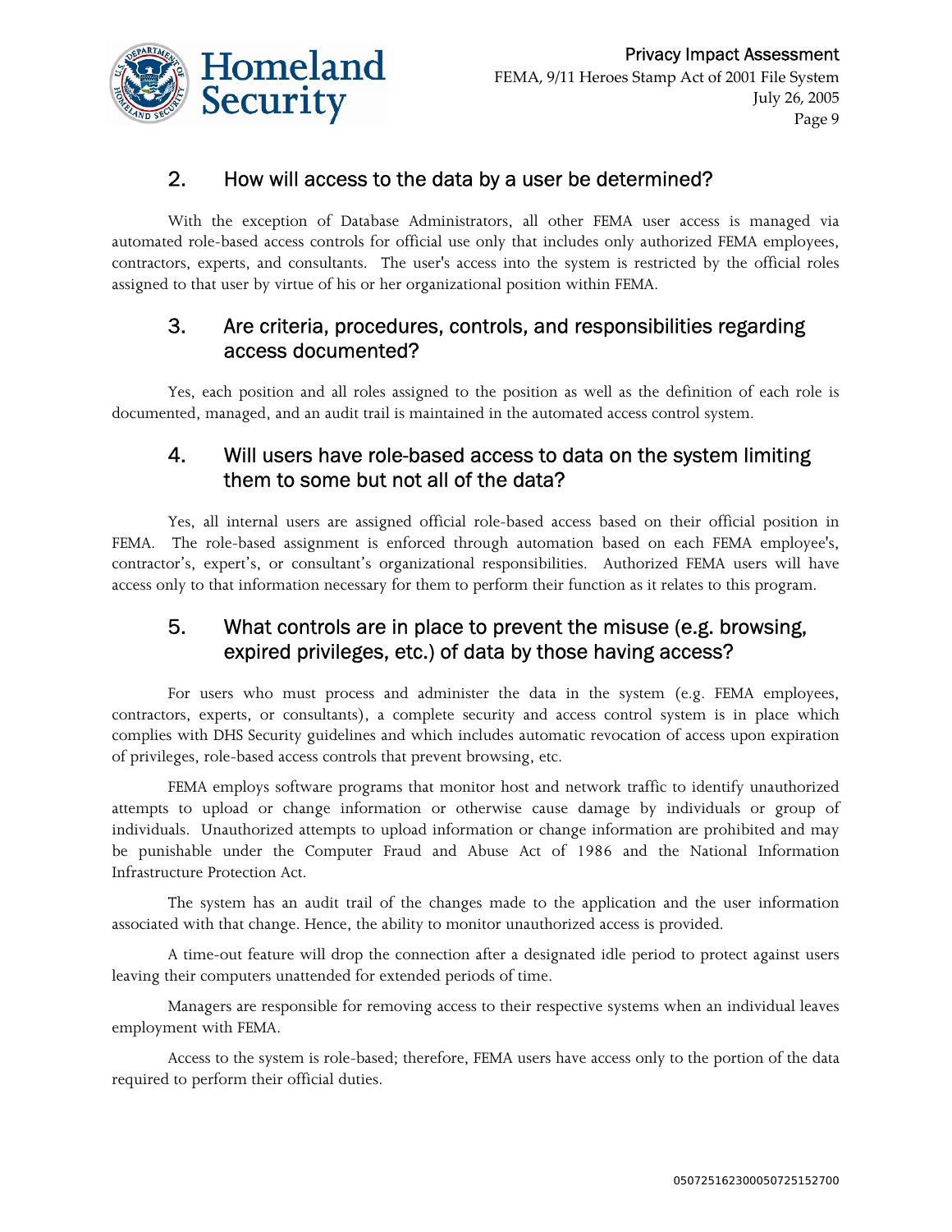## 2. How will access to the data by a user be determined?

With the exception of Database Administrators, all other FEMA user access is managed via automated role-based access controls for official use only that includes only authorized FEMA employees, contractors, experts, and consultants. The user's access into the system is restricted by the official roles assigned to that user by virtue of his or her organizational position within FEMA.

## 3. Are criteria, procedures, controls, and responsibilities regarding access documented?

Yes, each position and all roles assigned to the position as well as the definition of each role is documented, managed, and an audit trail is maintained in the automated access control system.

## 4. Will users have role-based access to data on the system limiting them to some but not all of the data?

Yes, all internal users are assigned official role-based access based on their official position in FEMA. The role-based assignment is enforced through automation based on each FEMA employee's, contractor's, expert's, or consultant's organizational responsibilities. Authorized FEMA users will have access only to that information necessary for them to perform their function as it relates to this program.

## 5. What controls are in place to prevent the misuse (e.g. browsing, expired privileges, etc.) of data by those having access?

For users who must process and administer the data in the system (e.g. FEMA employees, contractors, experts, or consultants), a complete security and access control system is in place which complies with DHS Security guidelines and which includes automatic revocation of access upon expiration of privileges, role-based access controls that prevent browsing, etc.

FEMA employs software programs that monitor host and network traffic to identify unauthorized attempts to upload or change information or otherwise cause damage by individuals or group of individuals. Unauthorized attempts to upload information or change information are prohibited and may be punishable under the Computer Fraud and Abuse Act of 1986 and the National Information Infrastructure Protection Act.

The system has an audit trail of the changes made to the application and the user information associated with that change. Hence, the ability to monitor unauthorized access is provided.

A time-out feature will drop the connection after a designated idle period to protect against users leaving their computers unattended for extended periods of time.

Managers are responsible for removing access to their respective systems when an individual leaves employment with FEMA.

Access to the system is role-based; therefore, FEMA users have access only to the portion of the data required to perform their official duties.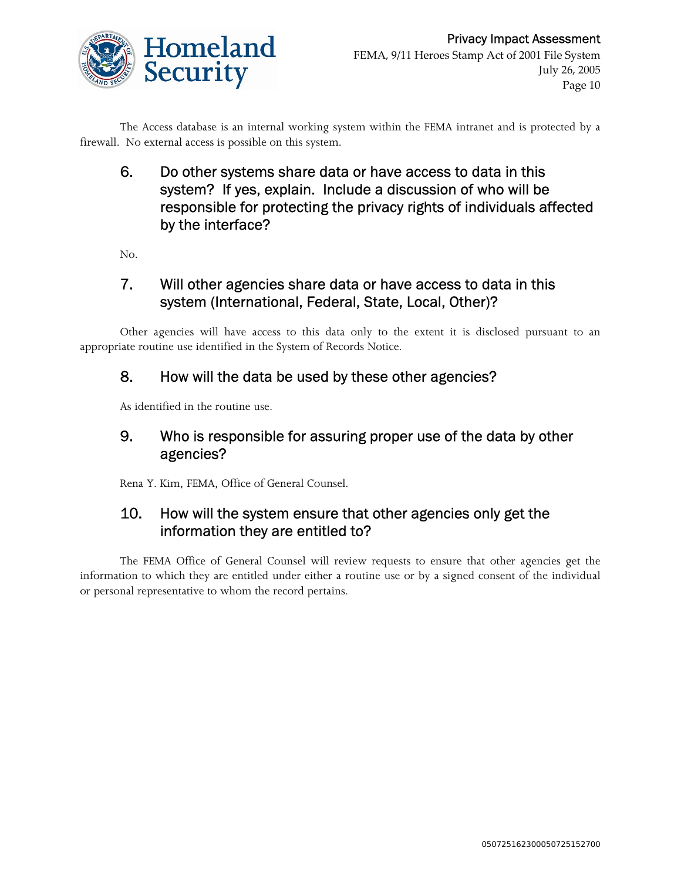The Access database is an internal working system within the FEMA intranet and is protected by a firewall. No external access is possible on this system.

### 6. Do other systems share data or have access to data in this system? If yes, explain. Include a discussion of who will be responsible for protecting the privacy rights of individuals affected by the interface?

No.

### 7. Will other agencies share data or have access to data in this system (International, Federal, State, Local, Other)?

Other agencies will have access to this data only to the extent it is disclosed pursuant to an appropriate routine use identified in the System of Records Notice.

### 8. How will the data be used by these other agencies?

As identified in the routine use.

### 9. Who is responsible for assuring proper use of the data by other agencies?

Rena Y. Kim, FEMA, Office of General Counsel.

### 10. How will the system ensure that other agencies only get the information they are entitled to?

The FEMA Office of General Counsel will review requests to ensure that other agencies get the information to which they are entitled under either a routine use or by a signed consent of the individual or personal representative to whom the record pertains.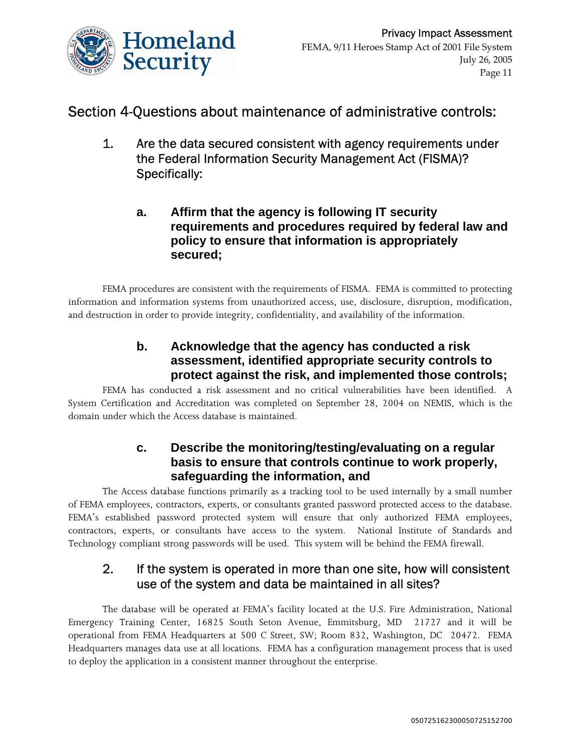## Section 4-Questions about maintenance of administrative controls:

1. Are the data secured consistent with agency requirements under the Federal Information Security Management Act (FISMA)? Specifically:

### a. Affirm that the agency is following IT security requirements and procedures required by federal law and policy to ensure that information is appropriately secured;

FEMA procedures are consistent with the requirements of FISMA. FEMA is committed to protecting information and information systems from unauthorized access, use, disclosure, disruption, modification, and destruction in order to provide integrity, confidentiality, and availability of the information.

### b. Acknowledge that the agency has conducted a risk assessment, identified appropriate security controls to protect against the risk, and implemented those controls;

FEMA has conducted a risk assessment and no critical vulnerabilities have been identified. A System Certification and Accreditation was completed on September 28, 2004 on NEMIS, which is the domain under which the Access database is maintained.

### c. Describe the monitoring/testing/evaluating on a regular basis to ensure that controls continue to work properly, safeguarding the information, and

The Access database functions primarily as a tracking tool to be used internally by a small number of FEMA employees, contractors, experts, or consultants granted password protected access to the database. FEMA's established password protected system will ensure that only authorized FEMA employees, contractors, experts, or consultants have access to the system. National Institute of Standards and Technology compliant strong passwords will be used. This system will be behind the FEMA firewall.

2. If the system is operated in more than one site, how will consistent use of the system and data be maintained in all sites?

The database will be operated at FEMA's facility located at the U.S. Fire Administration, National Emergency Training Center, 16825 South Seton Avenue, Emmitsburg, MD 21727 and it will be operational from FEMA Headquarters at 500 C Street, SW; Room 832, Washington, DC 20472. FEMA Headquarters manages data use at all locations. FEMA has a configuration management process that is used to deploy the application in a consistent manner throughout the enterprise.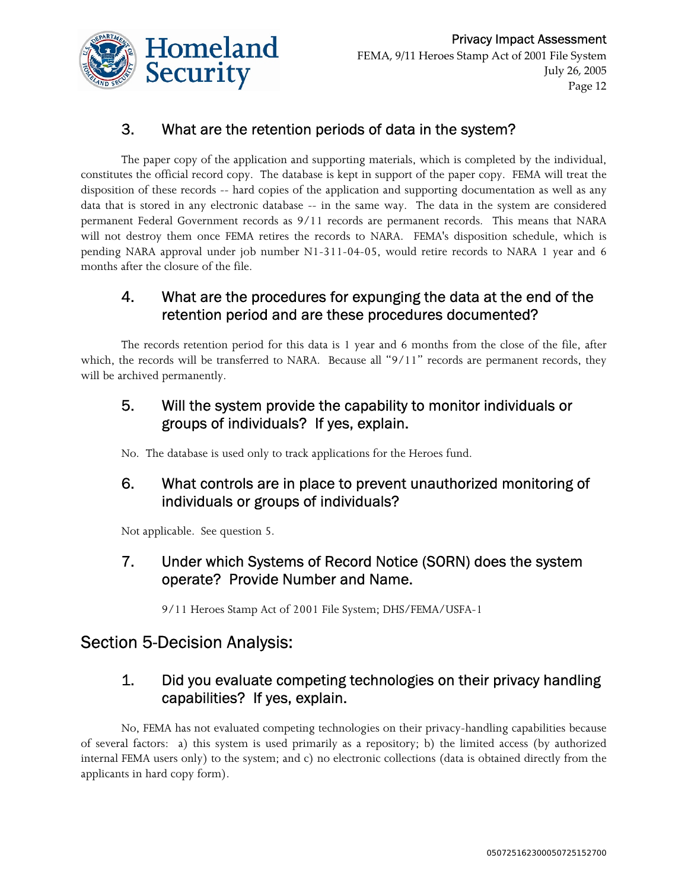### 3. What are the retention periods of data in the system?

The paper copy of the application and supporting materials, which is completed by the individual, constitutes the official record copy. The database is kept in support of the paper copy. FEMA will treat the disposition of these records -- hard copies of the application and supporting documentation as well as any data that is stored in any electronic database -- in the same way. The data in the system are considered permanent Federal Government records as 9/11 records are permanent records. This means that NARA will not destroy them once FEMA retires the records to NARA. FEMA's disposition schedule, which is pending NARA approval under job number N1-311-04-05, would retire records to NARA 1 year and 6 months after the closure of the file.

### 4. What are the procedures for expunging the data at the end of the retention period and are these procedures documented?

The records retention period for this data is 1 year and 6 months from the close of the file, after which, the records will be transferred to NARA. Because all "9/11" records are permanent records, they will be archived permanently.

### 5. Will the system provide the capability to monitor individuals or groups of individuals? If yes, explain.

No. The database is used only to track applications for the Heroes fund.

### 6. What controls are in place to prevent unauthorized monitoring of individuals or groups of individuals?

Not applicable. See question 5.

### 7. Under which Systems of Record Notice (SORN) does the system operate? Provide Number and Name.

9/11 Heroes Stamp Act of 2001 File System; DHS/FEMA/USFA-1

## Section 5-Decision Analysis:

### 1. Did you evaluate competing technologies on their privacy handling capabilities? If yes, explain.

No, FEMA has not evaluated competing technologies on their privacy-handling capabilities because of several factors: a) this system is used primarily as a repository; b) the limited access (by authorized internal FEMA users only) to the system; and c) no electronic collections (data is obtained directly from the applicants in hard copy form).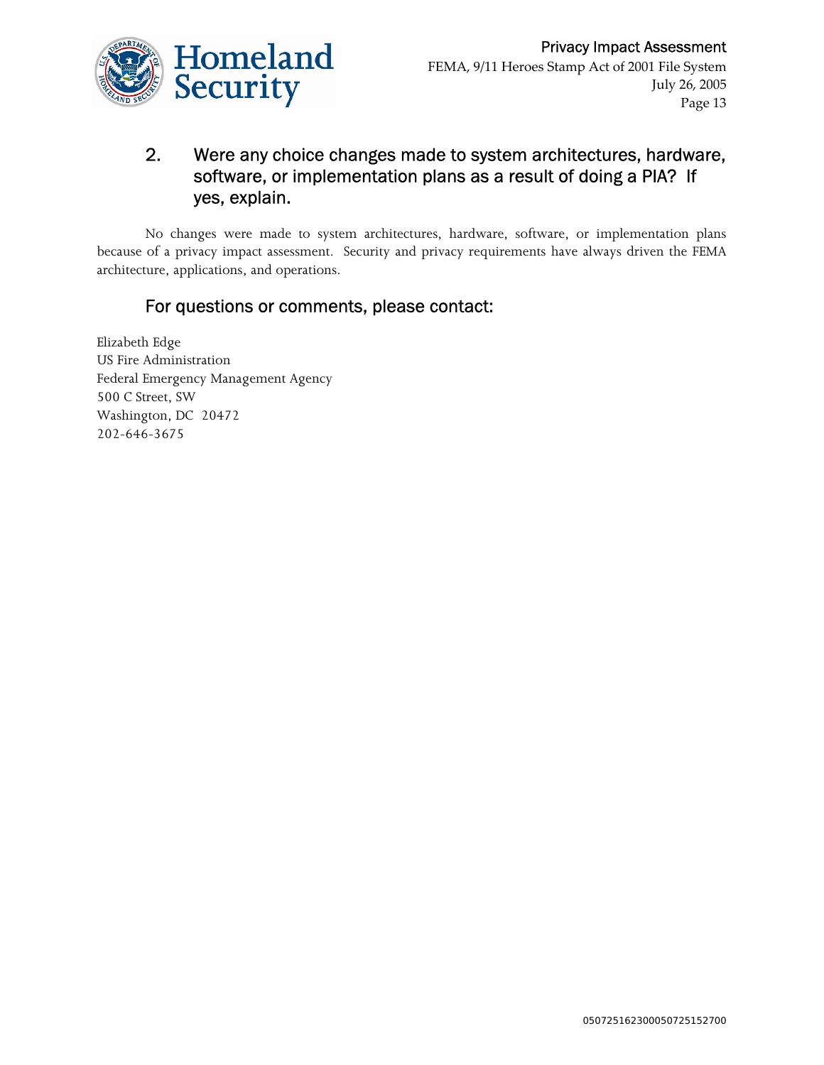## 2. Were any choice changes made to system architectures, hardware, software, or implementation plans as a result of doing a PIA? If yes, explain.

No changes were made to system architectures, hardware, software, or implementation plans because of a privacy impact assessment. Security and privacy requirements have always driven the FEMA architecture, applications, and operations.

## For questions or comments, please contact:

Elizabeth Edge
US Fire Administration
Federal Emergency Management Agency
500 C Street, SW
Washington, DC 20472
202-646-3675